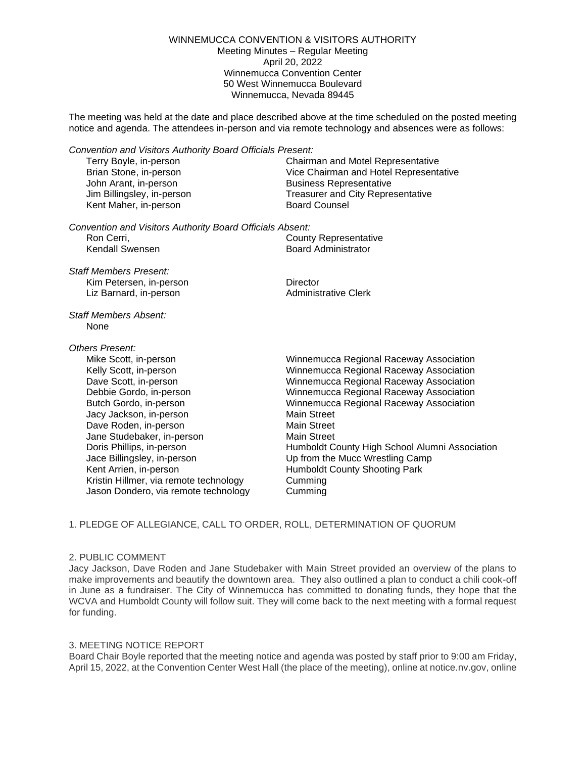WINNEMUCCA CONVENTION & VISITORS AUTHORITY
Meeting Minutes – Regular Meeting
April 20, 2022
Winnemucca Convention Center
50 West Winnemucca Boulevard
Winnemucca, Nevada 89445

The meeting was held at the date and place described above at the time scheduled on the posted meeting notice and agenda. The attendees in-person and via remote technology and absences were as follows:

*Convention and Visitors Authority Board Officials Present:*

| | |
|---|---|
| Terry Boyle, in-person | Chairman and Motel Representative |
| Brian Stone, in-person | Vice Chairman and Hotel Representative |
| John Arant, in-person | Business Representative |
| Jim Billingsley, in-person | Treasurer and City Representative |
| Kent Maher, in-person | Board Counsel |

*Convention and Visitors Authority Board Officials Absent:*

| | |
|---|---|
| Ron Cerri, | County Representative |
| Kendall Swensen | Board Administrator |

*Staff Members Present:*

| | |
|---|---|
| Kim Petersen, in-person | Director |
| Liz Barnard, in-person | Administrative Clerk |

*Staff Members Absent:*
None

*Others Present:*

| | |
|---|---|
| Mike Scott, in-person | Winnemucca Regional Raceway Association |
| Kelly Scott, in-person | Winnemucca Regional Raceway Association |
| Dave Scott, in-person | Winnemucca Regional Raceway Association |
| Debbie Gordo, in-person | Winnemucca Regional Raceway Association |
| Butch Gordo, in-person | Winnemucca Regional Raceway Association |
| Jacy Jackson, in-person | Main Street |
| Dave Roden, in-person | Main Street |
| Jane Studebaker, in-person | Main Street |
| Doris Phillips, in-person | Humboldt County High School Alumni Association |
| Jace Billingsley, in-person | Up from the Mucc Wrestling Camp |
| Kent Arrien, in-person | Humboldt County Shooting Park |
| Kristin Hillmer, via remote technology | Cumming |
| Jason Dondero, via remote technology | Cumming |

1. PLEDGE OF ALLEGIANCE, CALL TO ORDER, ROLL, DETERMINATION OF QUORUM

2. PUBLIC COMMENT

Jacy Jackson, Dave Roden and Jane Studebaker with Main Street provided an overview of the plans to make improvements and beautify the downtown area. They also outlined a plan to conduct a chili cook-off in June as a fundraiser. The City of Winnemucca has committed to donating funds, they hope that the WCVA and Humboldt County will follow suit. They will come back to the next meeting with a formal request for funding.

3. MEETING NOTICE REPORT

Board Chair Boyle reported that the meeting notice and agenda was posted by staff prior to 9:00 am Friday, April 15, 2022, at the Convention Center West Hall (the place of the meeting), online at notice.nv.gov, online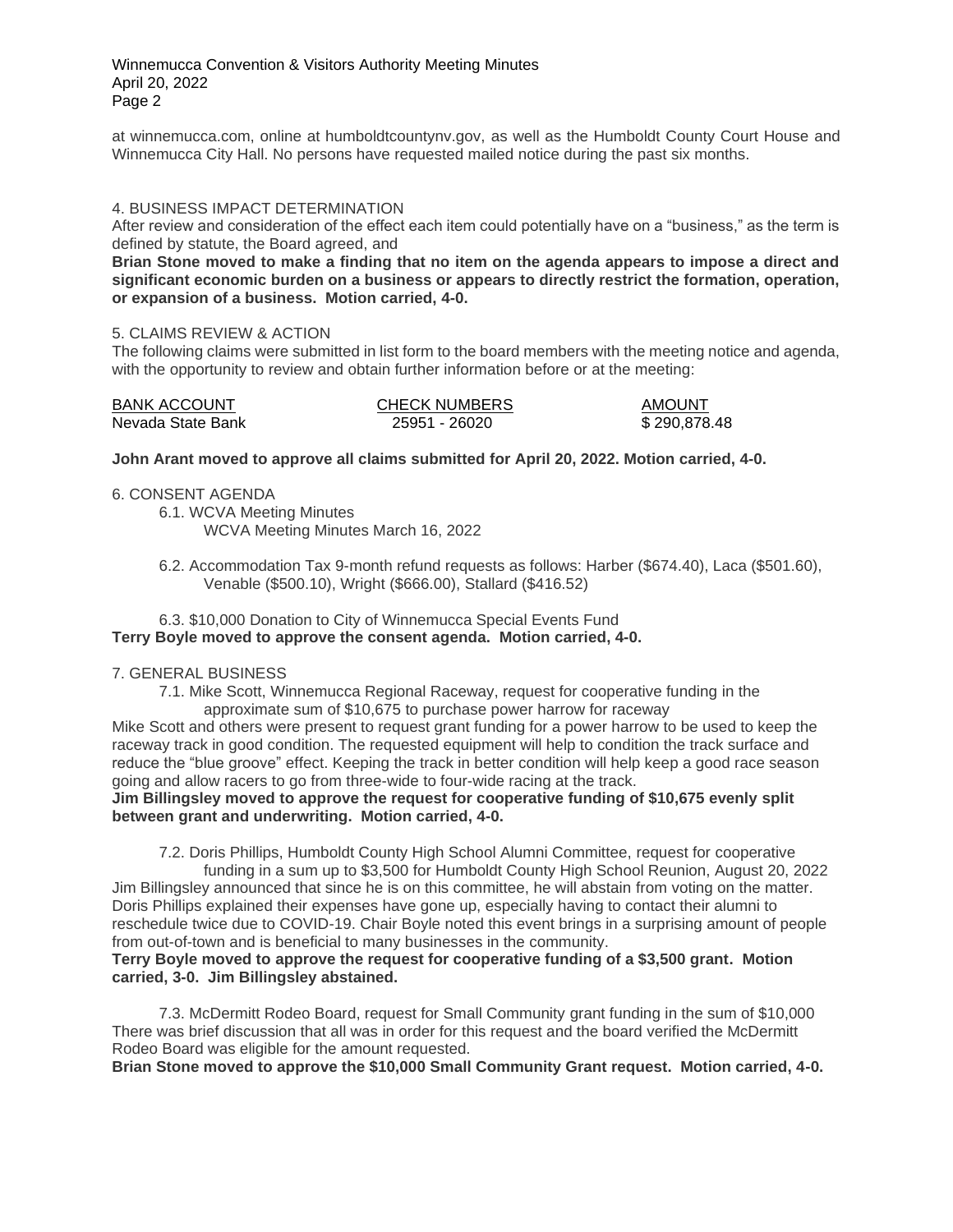at winnemucca.com, online at humboldtcountynv.gov, as well as the Humboldt County Court House and Winnemucca City Hall. No persons have requested mailed notice during the past six months.

4. BUSINESS IMPACT DETERMINATION

After review and consideration of the effect each item could potentially have on a "business," as the term is defined by statute, the Board agreed, and

**Brian Stone moved to make a finding that no item on the agenda appears to impose a direct and significant economic burden on a business or appears to directly restrict the formation, operation, or expansion of a business. Motion carried, 4-0.**

5. CLAIMS REVIEW & ACTION

The following claims were submitted in list form to the board members with the meeting notice and agenda, with the opportunity to review and obtain further information before or at the meeting:

| BANK ACCOUNT | CHECK NUMBERS | AMOUNT |
|---|---|---|
| Nevada State Bank | 25951 - 26020 | $ 290,878.48 |

**John Arant moved to approve all claims submitted for April 20, 2022. Motion carried, 4-0.**

6. CONSENT AGENDA

6.1. WCVA Meeting Minutes
WCVA Meeting Minutes March 16, 2022

6.2. Accommodation Tax 9-month refund requests as follows: Harber ($674.40), Laca ($501.60), Venable ($500.10), Wright ($666.00), Stallard ($416.52)

6.3. $10,000 Donation to City of Winnemucca Special Events Fund

**Terry Boyle moved to approve the consent agenda. Motion carried, 4-0.**

7. GENERAL BUSINESS

7.1. Mike Scott, Winnemucca Regional Raceway, request for cooperative funding in the approximate sum of $10,675 to purchase power harrow for raceway

Mike Scott and others were present to request grant funding for a power harrow to be used to keep the raceway track in good condition. The requested equipment will help to condition the track surface and reduce the "blue groove" effect. Keeping the track in better condition will help keep a good race season going and allow racers to go from three-wide to four-wide racing at the track.

**Jim Billingsley moved to approve the request for cooperative funding of $10,675 evenly split between grant and underwriting. Motion carried, 4-0.**

7.2. Doris Phillips, Humboldt County High School Alumni Committee, request for cooperative funding in a sum up to $3,500 for Humboldt County High School Reunion, August 20, 2022

Jim Billingsley announced that since he is on this committee, he will abstain from voting on the matter. Doris Phillips explained their expenses have gone up, especially having to contact their alumni to reschedule twice due to COVID-19. Chair Boyle noted this event brings in a surprising amount of people from out-of-town and is beneficial to many businesses in the community.

**Terry Boyle moved to approve the request for cooperative funding of a $3,500 grant. Motion carried, 3-0. Jim Billingsley abstained.**

7.3. McDermitt Rodeo Board, request for Small Community grant funding in the sum of $10,000

There was brief discussion that all was in order for this request and the board verified the McDermitt Rodeo Board was eligible for the amount requested.

**Brian Stone moved to approve the $10,000 Small Community Grant request. Motion carried, 4-0.**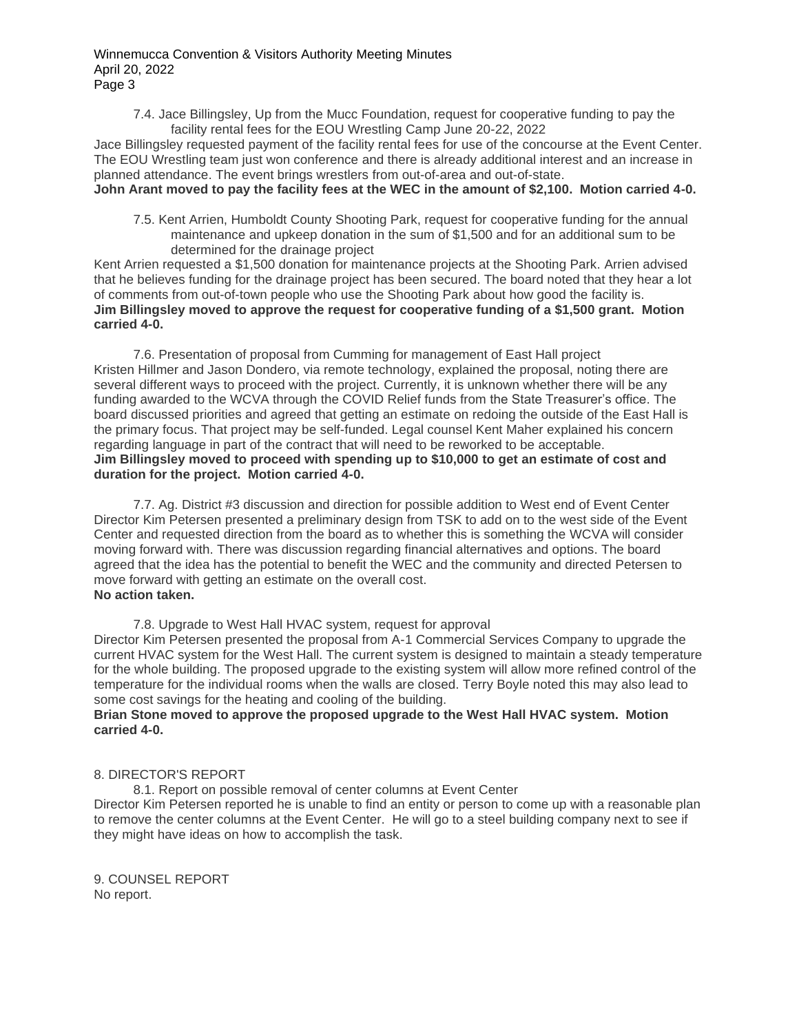7.4. Jace Billingsley, Up from the Mucc Foundation, request for cooperative funding to pay the facility rental fees for the EOU Wrestling Camp June 20-22, 2022

Jace Billingsley requested payment of the facility rental fees for use of the concourse at the Event Center. The EOU Wrestling team just won conference and there is already additional interest and an increase in planned attendance. The event brings wrestlers from out-of-area and out-of-state.

**John Arant moved to pay the facility fees at the WEC in the amount of $2,100. Motion carried 4-0.**

7.5. Kent Arrien, Humboldt County Shooting Park, request for cooperative funding for the annual maintenance and upkeep donation in the sum of $1,500 and for an additional sum to be determined for the drainage project

Kent Arrien requested a $1,500 donation for maintenance projects at the Shooting Park. Arrien advised that he believes funding for the drainage project has been secured. The board noted that they hear a lot of comments from out-of-town people who use the Shooting Park about how good the facility is.

**Jim Billingsley moved to approve the request for cooperative funding of a $1,500 grant. Motion carried 4-0.**

7.6. Presentation of proposal from Cumming for management of East Hall project

Kristen Hillmer and Jason Dondero, via remote technology, explained the proposal, noting there are several different ways to proceed with the project. Currently, it is unknown whether there will be any funding awarded to the WCVA through the COVID Relief funds from the State Treasurer's office. The board discussed priorities and agreed that getting an estimate on redoing the outside of the East Hall is the primary focus. That project may be self-funded. Legal counsel Kent Maher explained his concern regarding language in part of the contract that will need to be reworked to be acceptable.

**Jim Billingsley moved to proceed with spending up to $10,000 to get an estimate of cost and duration for the project. Motion carried 4-0.**

7.7. Ag. District #3 discussion and direction for possible addition to West end of Event Center

Director Kim Petersen presented a preliminary design from TSK to add on to the west side of the Event Center and requested direction from the board as to whether this is something the WCVA will consider moving forward with. There was discussion regarding financial alternatives and options. The board agreed that the idea has the potential to benefit the WEC and the community and directed Petersen to move forward with getting an estimate on the overall cost.

**No action taken.**

7.8. Upgrade to West Hall HVAC system, request for approval

Director Kim Petersen presented the proposal from A-1 Commercial Services Company to upgrade the current HVAC system for the West Hall. The current system is designed to maintain a steady temperature for the whole building. The proposed upgrade to the existing system will allow more refined control of the temperature for the individual rooms when the walls are closed. Terry Boyle noted this may also lead to some cost savings for the heating and cooling of the building.

**Brian Stone moved to approve the proposed upgrade to the West Hall HVAC system. Motion carried 4-0.**

## 8. DIRECTOR'S REPORT

8.1. Report on possible removal of center columns at Event Center

Director Kim Petersen reported he is unable to find an entity or person to come up with a reasonable plan to remove the center columns at the Event Center. He will go to a steel building company next to see if they might have ideas on how to accomplish the task.

## 9. COUNSEL REPORT

No report.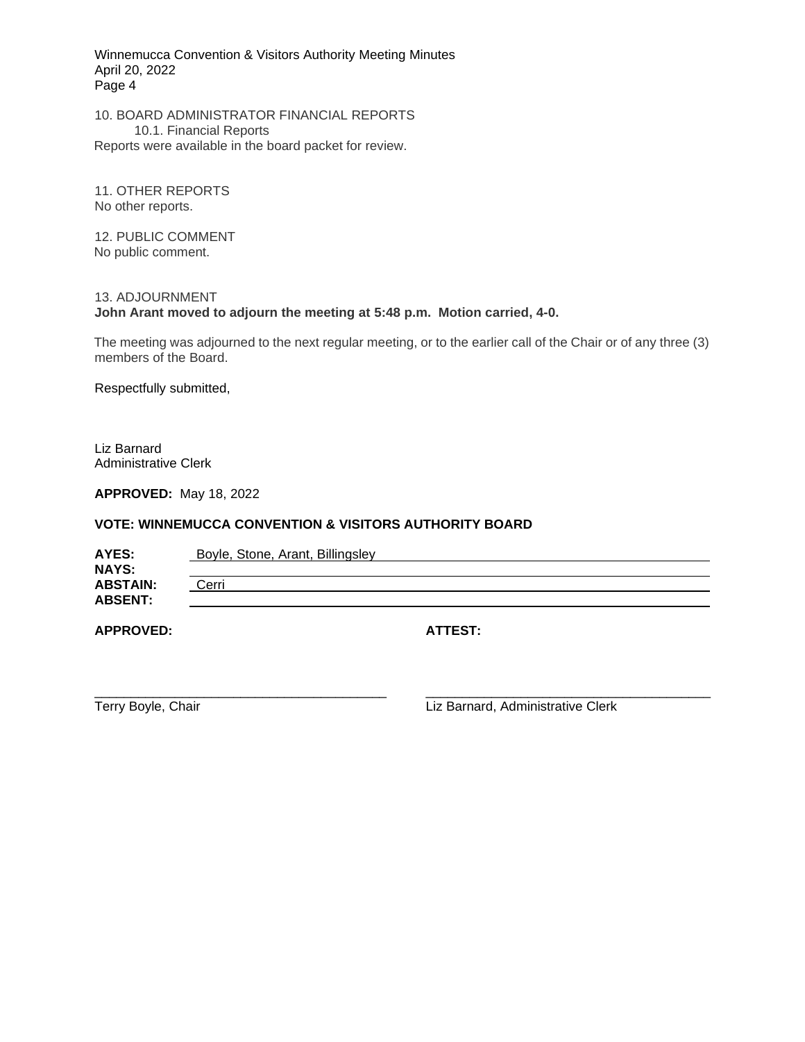10. BOARD ADMINISTRATOR FINANCIAL REPORTS
 10.1. Financial Reports
Reports were available in the board packet for review.

11. OTHER REPORTS
No other reports.

12. PUBLIC COMMENT
No public comment.

13. ADJOURNMENT
**John Arant moved to adjourn the meeting at 5:48 p.m. Motion carried, 4-0.**

The meeting was adjourned to the next regular meeting, or to the earlier call of the Chair or of any three (3) members of the Board.

Respectfully submitted,

Liz Barnard
Administrative Clerk

**APPROVED:** May 18, 2022

**VOTE: WINNEMUCCA CONVENTION & VISITORS AUTHORITY BOARD**

| | |
|---|---|
| **AYES:** | Boyle, Stone, Arant, Billingsley |
| **NAYS:** | |
| **ABSTAIN:** | Cerri |
| **ABSENT:** | |

**APPROVED:** **ATTEST:**

_______________________________________ _______________________________________
Terry Boyle, Chair Liz Barnard, Administrative Clerk